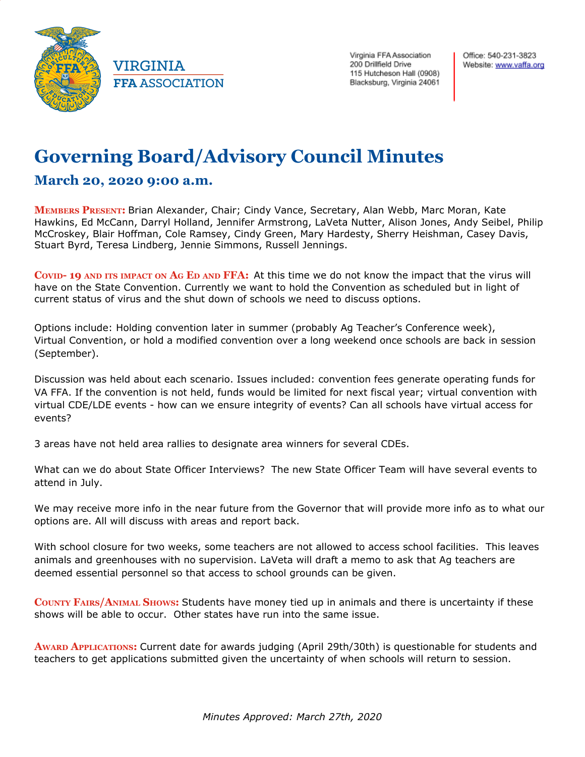VIRGINIA
**FFA ASSOCIATION**

Virginia FFA Association
200 Drillfield Drive
115 Hutcheson Hall (0908)
Blacksburg, Virginia 24061

Office: 540-231-3823
Website: www.vaffa.org

# Governing Board/Advisory Council Minutes

## March 20, 2020 9:00 a.m.

**Members Present:** Brian Alexander, Chair; Cindy Vance, Secretary, Alan Webb, Marc Moran, Kate Hawkins, Ed McCann, Darryl Holland, Jennifer Armstrong, LaVeta Nutter, Alison Jones, Andy Seibel, Philip McCroskey, Blair Hoffman, Cole Ramsey, Cindy Green, Mary Hardesty, Sherry Heishman, Casey Davis, Stuart Byrd, Teresa Lindberg, Jennie Simmons, Russell Jennings.

**Covid- 19 and its impact on Ag Ed and FFA:** At this time we do not know the impact that the virus will have on the State Convention. Currently we want to hold the Convention as scheduled but in light of current status of virus and the shut down of schools we need to discuss options.

Options include: Holding convention later in summer (probably Ag Teacher's Conference week), Virtual Convention, or hold a modified convention over a long weekend once schools are back in session (September).

Discussion was held about each scenario. Issues included: convention fees generate operating funds for VA FFA. If the convention is not held, funds would be limited for next fiscal year; virtual convention with virtual CDE/LDE events - how can we ensure integrity of events? Can all schools have virtual access for events?

3 areas have not held area rallies to designate area winners for several CDEs.

What can we do about State Officer Interviews? The new State Officer Team will have several events to attend in July.

We may receive more info in the near future from the Governor that will provide more info as to what our options are. All will discuss with areas and report back.

With school closure for two weeks, some teachers are not allowed to access school facilities. This leaves animals and greenhouses with no supervision. LaVeta will draft a memo to ask that Ag teachers are deemed essential personnel so that access to school grounds can be given.

**County Fairs/Animal Shows:** Students have money tied up in animals and there is uncertainty if these shows will be able to occur. Other states have run into the same issue.

**Award Applications:** Current date for awards judging (April 29th/30th) is questionable for students and teachers to get applications submitted given the uncertainty of when schools will return to session.

*Minutes Approved: March 27th, 2020*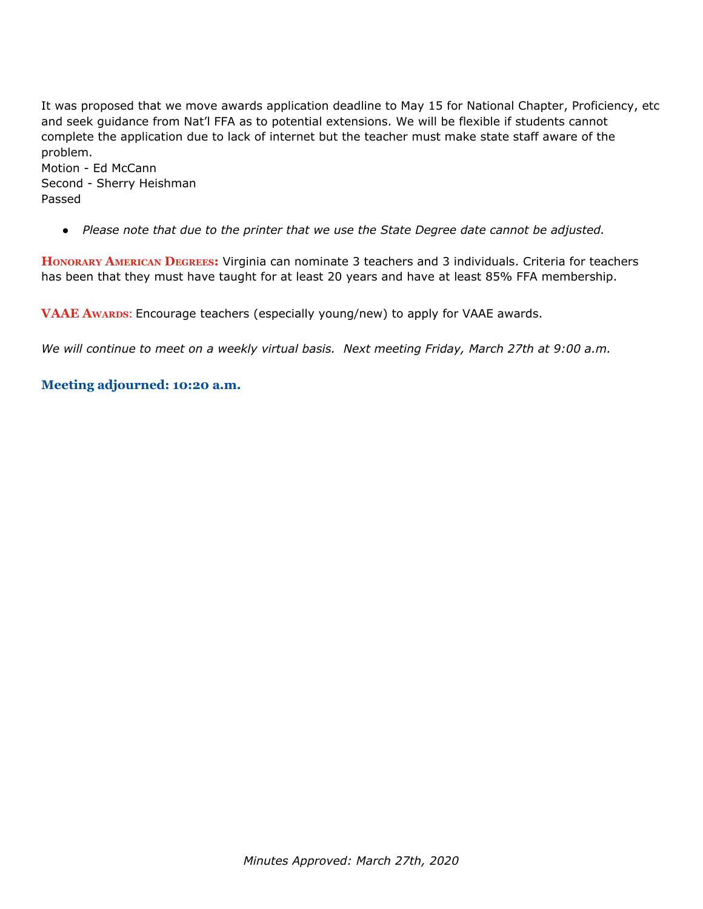It was proposed that we move awards application deadline to May 15 for National Chapter, Proficiency, etc and seek guidance from Nat'l FFA as to potential extensions. We will be flexible if students cannot complete the application due to lack of internet but the teacher must make state staff aware of the problem.
Motion - Ed McCann
Second - Sherry Heishman
Passed

- *Please note that due to the printer that we use the State Degree date cannot be adjusted.*

**Honorary American Degrees:** Virginia can nominate 3 teachers and 3 individuals. Criteria for teachers has been that they must have taught for at least 20 years and have at least 85% FFA membership.

**VAAE Awards:** Encourage teachers (especially young/new) to apply for VAAE awards.

*We will continue to meet on a weekly virtual basis. Next meeting Friday, March 27th at 9:00 a.m.*

**Meeting adjourned: 10:20 a.m.**

*Minutes Approved: March 27th, 2020*